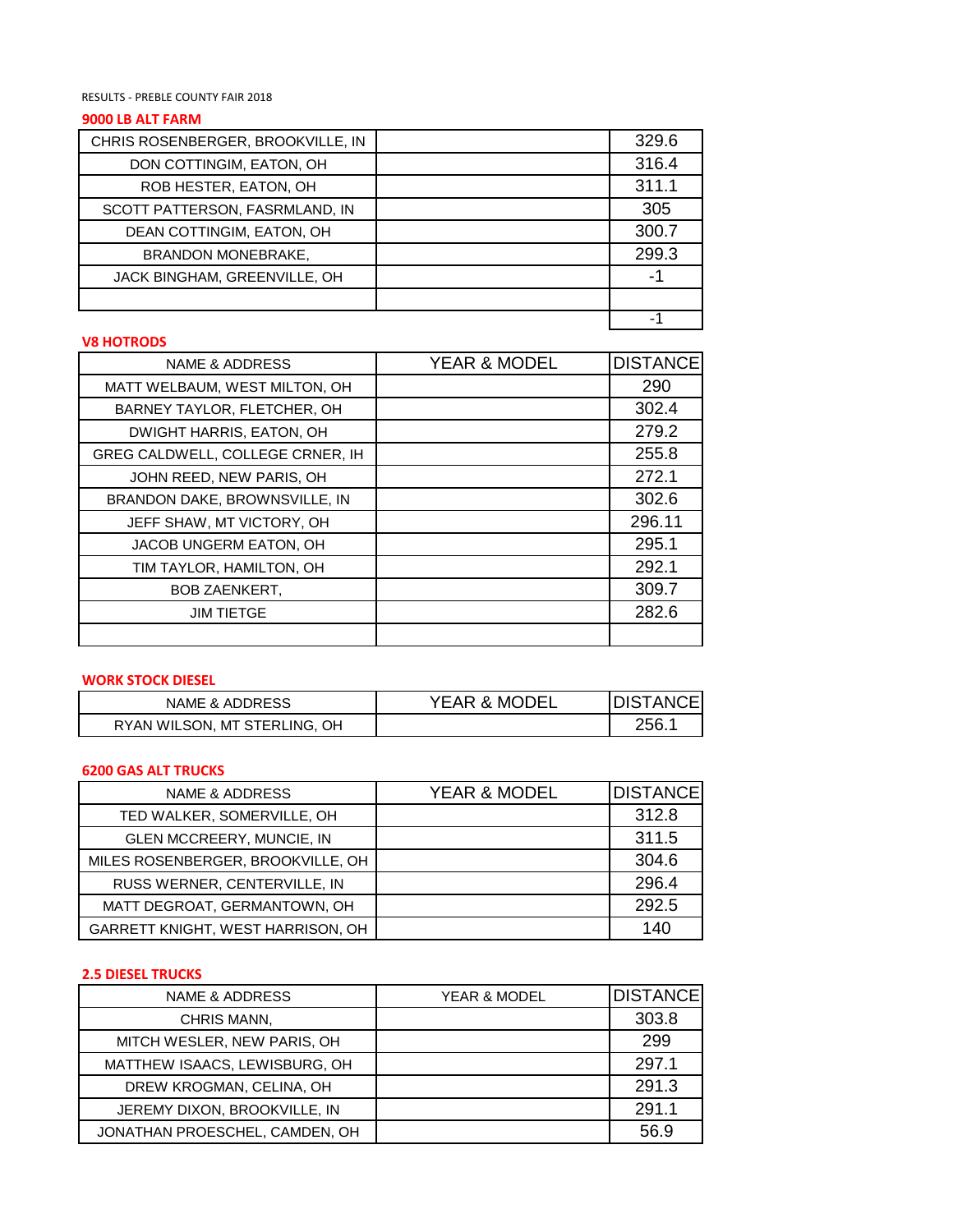RESULTS - PREBLE COUNTY FAIR 2018

## 9000 LB ALT FARM

| | | |
|---|---|---|
| CHRIS ROSENBERGER, BROOKVILLE, IN | | 329.6 |
| DON COTTINGIM, EATON, OH | | 316.4 |
| ROB HESTER, EATON, OH | | 311.1 |
| SCOTT PATTERSON, FASRMLAND, IN | | 305 |
| DEAN COTTINGIM, EATON, OH | | 300.7 |
| BRANDON MONEBRAKE, | | 299.3 |
| JACK BINGHAM, GREENVILLE, OH | | -1 |
| | | |
| | | -1 |

## V8 HOTRODS

| NAME & ADDRESS | YEAR & MODEL | DISTANCE |
|---|---|---|
| MATT WELBAUM, WEST MILTON, OH | | 290 |
| BARNEY TAYLOR, FLETCHER, OH | | 302.4 |
| DWIGHT HARRIS, EATON, OH | | 279.2 |
| GREG CALDWELL, COLLEGE CRNER, IH | | 255.8 |
| JOHN REED, NEW PARIS, OH | | 272.1 |
| BRANDON DAKE, BROWNSVILLE, IN | | 302.6 |
| JEFF SHAW, MT VICTORY, OH | | 296.11 |
| JACOB UNGERM EATON, OH | | 295.1 |
| TIM TAYLOR, HAMILTON, OH | | 292.1 |
| BOB ZAENKERT, | | 309.7 |
| JIM TIETGE | | 282.6 |
| | | |

## WORK STOCK DIESEL

| NAME & ADDRESS | YEAR & MODEL | DISTANCE |
|---|---|---|
| RYAN WILSON, MT STERLING, OH | | 256.1 |

## 6200 GAS ALT TRUCKS

| NAME & ADDRESS | YEAR & MODEL | DISTANCE |
|---|---|---|
| TED WALKER, SOMERVILLE, OH | | 312.8 |
| GLEN MCCREERY, MUNCIE, IN | | 311.5 |
| MILES ROSENBERGER, BROOKVILLE, OH | | 304.6 |
| RUSS WERNER, CENTERVILLE, IN | | 296.4 |
| MATT DEGROAT, GERMANTOWN, OH | | 292.5 |
| GARRETT KNIGHT, WEST HARRISON, OH | | 140 |

## 2.5 DIESEL TRUCKS

| NAME & ADDRESS | YEAR & MODEL | DISTANCE |
|---|---|---|
| CHRIS MANN, | | 303.8 |
| MITCH WESLER, NEW PARIS, OH | | 299 |
| MATTHEW ISAACS, LEWISBURG, OH | | 297.1 |
| DREW KROGMAN, CELINA, OH | | 291.3 |
| JEREMY DIXON, BROOKVILLE, IN | | 291.1 |
| JONATHAN PROESCHEL, CAMDEN, OH | | 56.9 |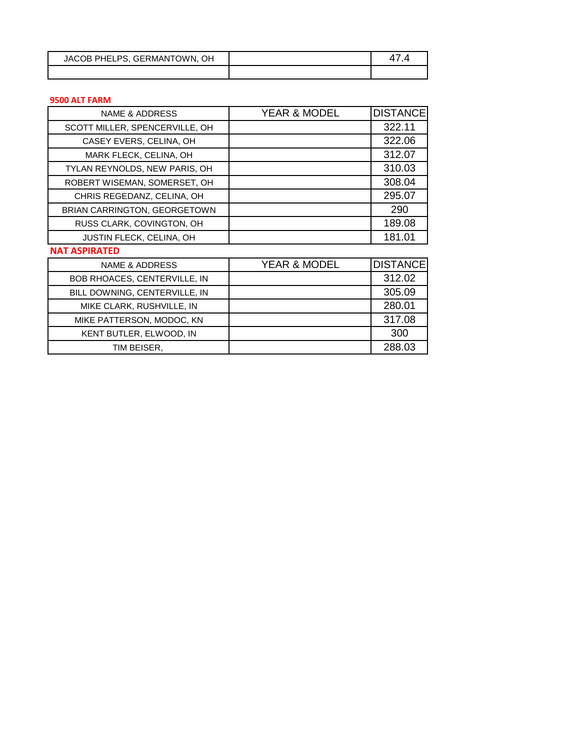| | | |
|---|---|---|
| JACOB PHELPS, GERMANTOWN, OH | | 47.4 |
| | | |

**9500 ALT FARM**

| NAME & ADDRESS | YEAR & MODEL | DISTANCE |
|---|---|---|
| SCOTT MILLER, SPENCERVILLE, OH | | 322.11 |
| CASEY EVERS, CELINA, OH | | 322.06 |
| MARK FLECK, CELINA, OH | | 312.07 |
| TYLAN REYNOLDS, NEW PARIS, OH | | 310.03 |
| ROBERT WISEMAN, SOMERSET, OH | | 308.04 |
| CHRIS REGEDANZ, CELINA, OH | | 295.07 |
| BRIAN CARRINGTON, GEORGETOWN | | 290 |
| RUSS CLARK, COVINGTON, OH | | 189.08 |
| JUSTIN FLECK, CELINA, OH | | 181.01 |

**NAT ASPIRATED**

| NAME & ADDRESS | YEAR & MODEL | DISTANCE |
|---|---|---|
| BOB RHOACES, CENTERVILLE, IN | | 312.02 |
| BILL DOWNING, CENTERVILLE, IN | | 305.09 |
| MIKE CLARK, RUSHVILLE, IN | | 280.01 |
| MIKE PATTERSON, MODOC, KN | | 317.08 |
| KENT BUTLER, ELWOOD, IN | | 300 |
| TIM BEISER, | | 288.03 |